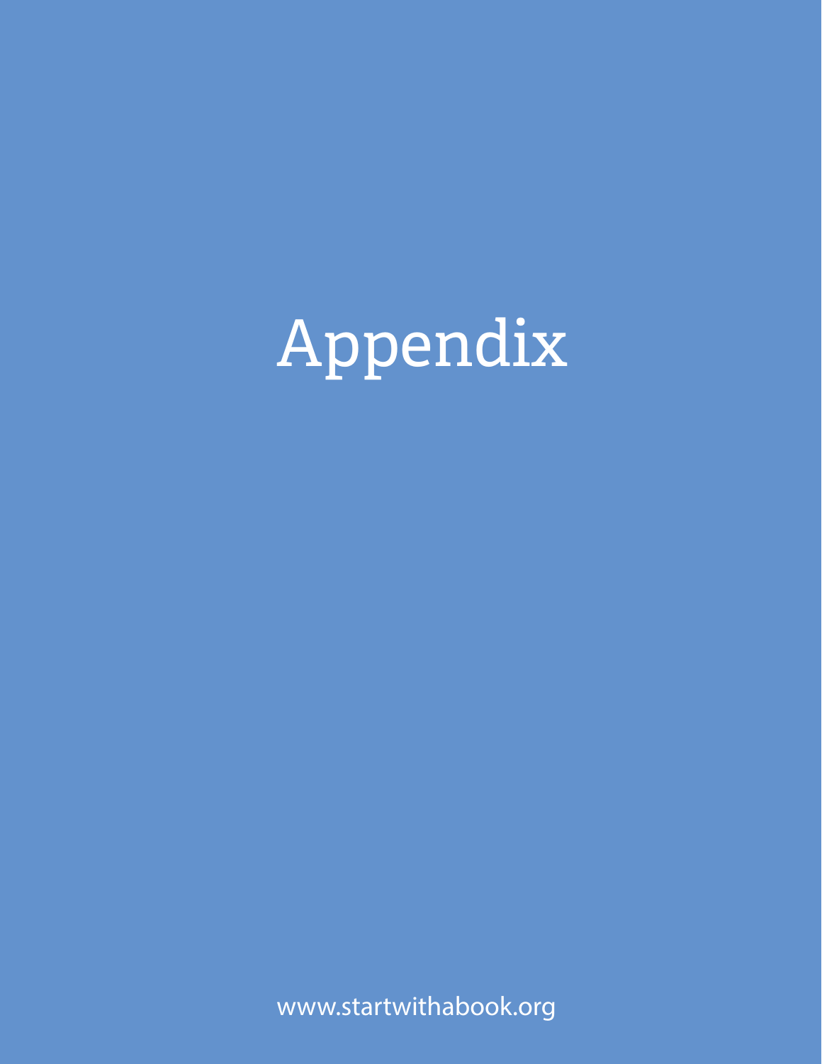# Appendix

www.startwithabook.org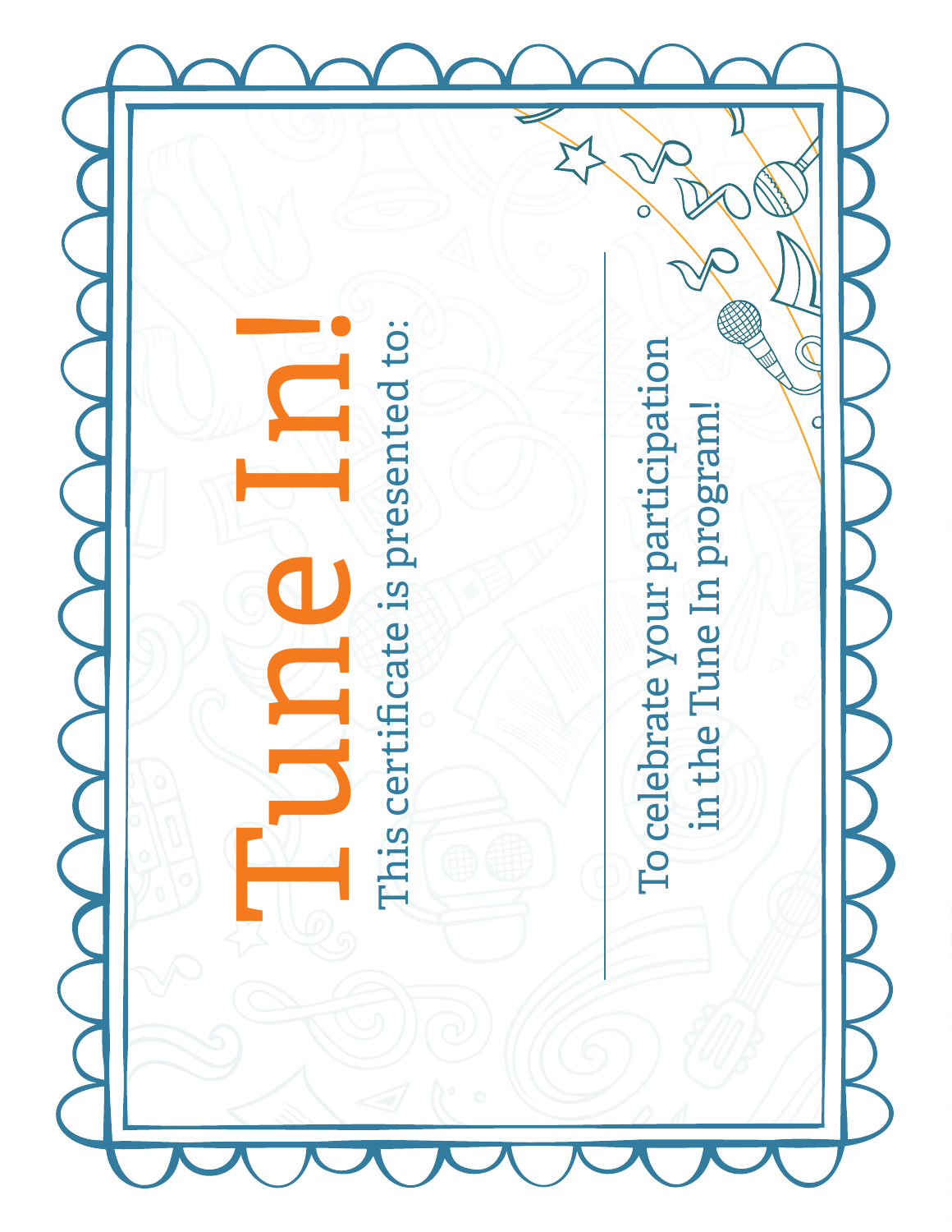# Tune In!

This certificate is presented to:

---

To celebrate your participation in the Tune In program!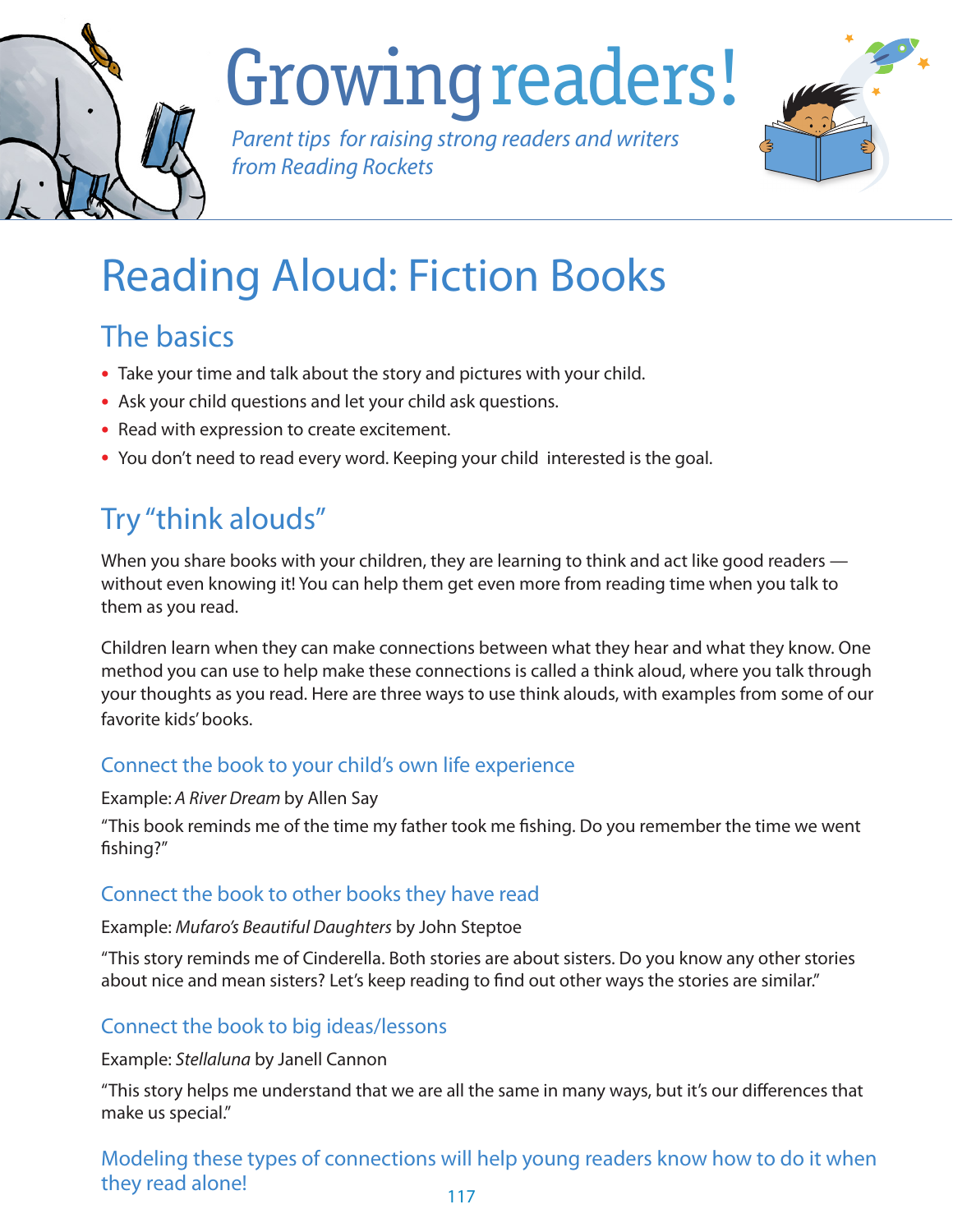# Growing readers!

*Parent tips for raising strong readers and writers from Reading Rockets*

# Reading Aloud: Fiction Books

## The basics

- Take your time and talk about the story and pictures with your child.
- Ask your child questions and let your child ask questions.
- Read with expression to create excitement.
- You don't need to read every word. Keeping your child interested is the goal.

## Try "think alouds"

When you share books with your children, they are learning to think and act like good readers — without even knowing it! You can help them get even more from reading time when you talk to them as you read.

Children learn when they can make connections between what they hear and what they know. One method you can use to help make these connections is called a think aloud, where you talk through your thoughts as you read. Here are three ways to use think alouds, with examples from some of our favorite kids' books.

### Connect the book to your child's own life experience

Example: *A River Dream* by Allen Say

"This book reminds me of the time my father took me fishing. Do you remember the time we went fishing?"

### Connect the book to other books they have read

Example: *Mufaro's Beautiful Daughters* by John Steptoe

"This story reminds me of Cinderella. Both stories are about sisters. Do you know any other stories about nice and mean sisters? Let's keep reading to find out other ways the stories are similar."

### Connect the book to big ideas/lessons

Example: *Stellaluna* by Janell Cannon

"This story helps me understand that we are all the same in many ways, but it's our differences that make us special."

### Modeling these types of connections will help young readers know how to do it when they read alone!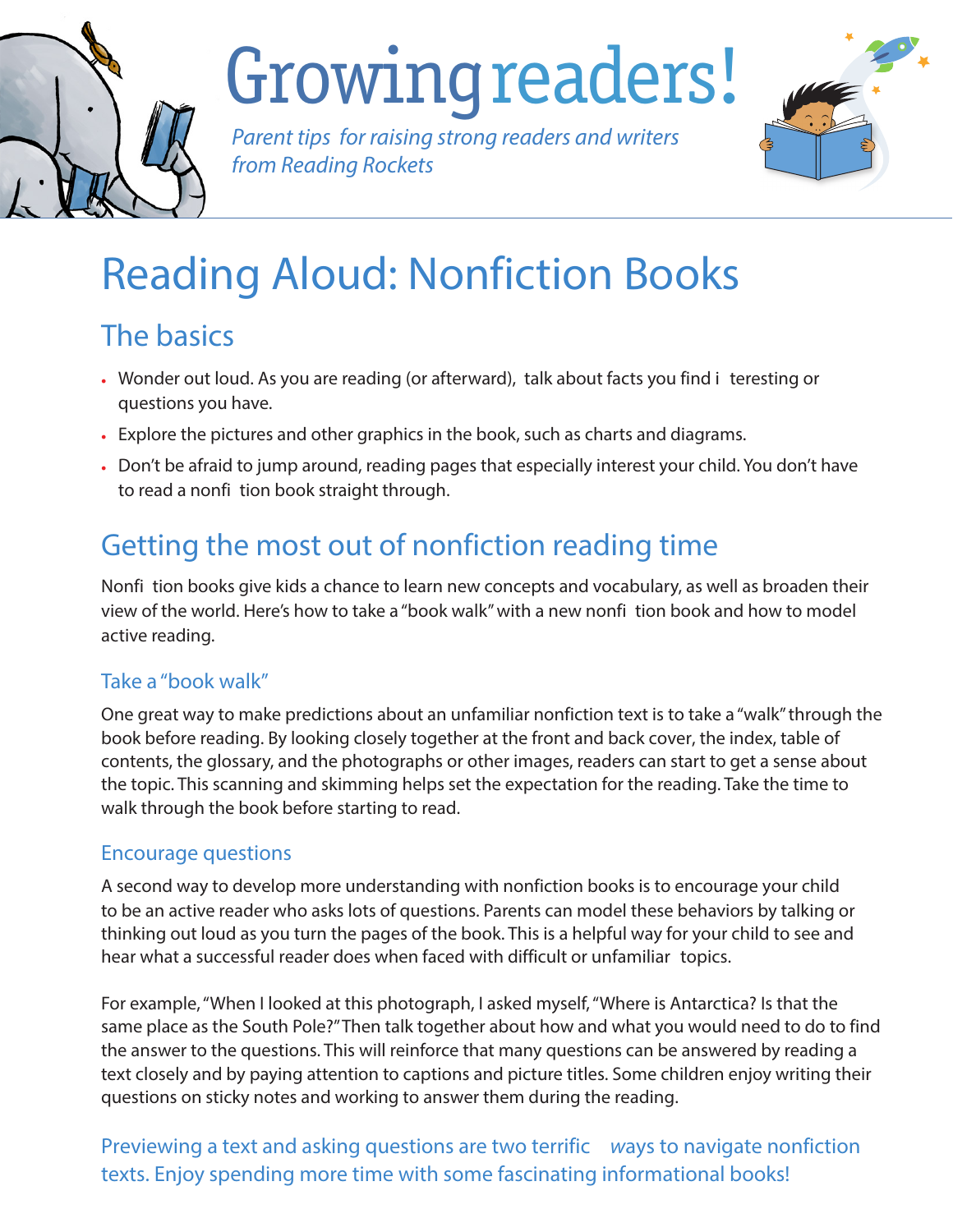# Growing readers!

*Parent tips for raising strong readers and writers from Reading Rockets*

# Reading Aloud: Nonfiction Books

## The basics

- Wonder out loud. As you are reading (or afterward), talk about facts you find i teresting or questions you have.
- Explore the pictures and other graphics in the book, such as charts and diagrams.
- Don't be afraid to jump around, reading pages that especially interest your child. You don't have to read a nonfi tion book straight through.

## Getting the most out of nonfiction reading time

Nonfi tion books give kids a chance to learn new concepts and vocabulary, as well as broaden their view of the world. Here's how to take a "book walk" with a new nonfi tion book and how to model active reading.

### Take a "book walk"

One great way to make predictions about an unfamiliar nonfiction text is to take a "walk" through the book before reading. By looking closely together at the front and back cover, the index, table of contents, the glossary, and the photographs or other images, readers can start to get a sense about the topic. This scanning and skimming helps set the expectation for the reading. Take the time to walk through the book before starting to read.

### Encourage questions

A second way to develop more understanding with nonfiction books is to encourage your child to be an active reader who asks lots of questions. Parents can model these behaviors by talking or thinking out loud as you turn the pages of the book. This is a helpful way for your child to see and hear what a successful reader does when faced with difficult or unfamiliar topics.

For example, "When I looked at this photograph, I asked myself, "Where is Antarctica? Is that the same place as the South Pole?" Then talk together about how and what you would need to do to find the answer to the questions. This will reinforce that many questions can be answered by reading a text closely and by paying attention to captions and picture titles. Some children enjoy writing their questions on sticky notes and working to answer them during the reading.

Previewing a text and asking questions are two terrific ways to navigate nonfiction texts. Enjoy spending more time with some fascinating informational books!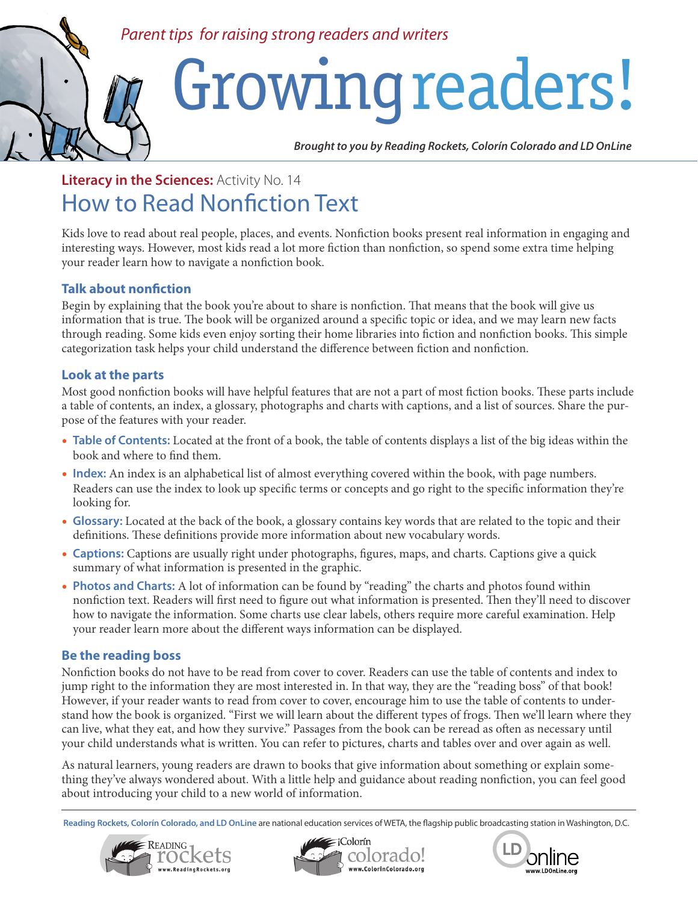*Parent tips for raising strong readers and writers*

# Growing readers!

***Brought to you by Reading Rockets, Colorín Colorado and LD OnLine***

**Literacy in the Sciences:** Activity No. 14

## How to Read Nonfiction Text

Kids love to read about real people, places, and events. Nonfiction books present real information in engaging and interesting ways. However, most kids read a lot more fiction than nonfiction, so spend some extra time helping your reader learn how to navigate a nonfiction book.

### Talk about nonfiction

Begin by explaining that the book you're about to share is nonfiction. That means that the book will give us information that is true. The book will be organized around a specific topic or idea, and we may learn new facts through reading. Some kids even enjoy sorting their home libraries into fiction and nonfiction books. This simple categorization task helps your child understand the difference between fiction and nonfiction.

### Look at the parts

Most good nonfiction books will have helpful features that are not a part of most fiction books. These parts include a table of contents, an index, a glossary, photographs and charts with captions, and a list of sources. Share the purpose of the features with your reader.

- **Table of Contents:** Located at the front of a book, the table of contents displays a list of the big ideas within the book and where to find them.
- **Index:** An index is an alphabetical list of almost everything covered within the book, with page numbers. Readers can use the index to look up specific terms or concepts and go right to the specific information they're looking for.
- **Glossary:** Located at the back of the book, a glossary contains key words that are related to the topic and their definitions. These definitions provide more information about new vocabulary words.
- **Captions:** Captions are usually right under photographs, figures, maps, and charts. Captions give a quick summary of what information is presented in the graphic.
- **Photos and Charts:** A lot of information can be found by "reading" the charts and photos found within nonfiction text. Readers will first need to figure out what information is presented. Then they'll need to discover how to navigate the information. Some charts use clear labels, others require more careful examination. Help your reader learn more about the different ways information can be displayed.

### Be the reading boss

Nonfiction books do not have to be read from cover to cover. Readers can use the table of contents and index to jump right to the information they are most interested in. In that way, they are the "reading boss" of that book! However, if your reader wants to read from cover to cover, encourage him to use the table of contents to understand how the book is organized. "First we will learn about the different types of frogs. Then we'll learn where they can live, what they eat, and how they survive." Passages from the book can be reread as often as necessary until your child understands what is written. You can refer to pictures, charts and tables over and over again as well.

As natural learners, young readers are drawn to books that give information about something or explain something they've always wondered about. With a little help and guidance about reading nonfiction, you can feel good about introducing your child to a new world of information.

**Reading Rockets, Colorín Colorado, and LD OnLine** are national education services of WETA, the flagship public broadcasting station in Washington, D.C.

Reading rockets www.ReadingRockets.org | ¡Colorín colorado! www.ColorinColorado.org | LD online www.LDOnLine.org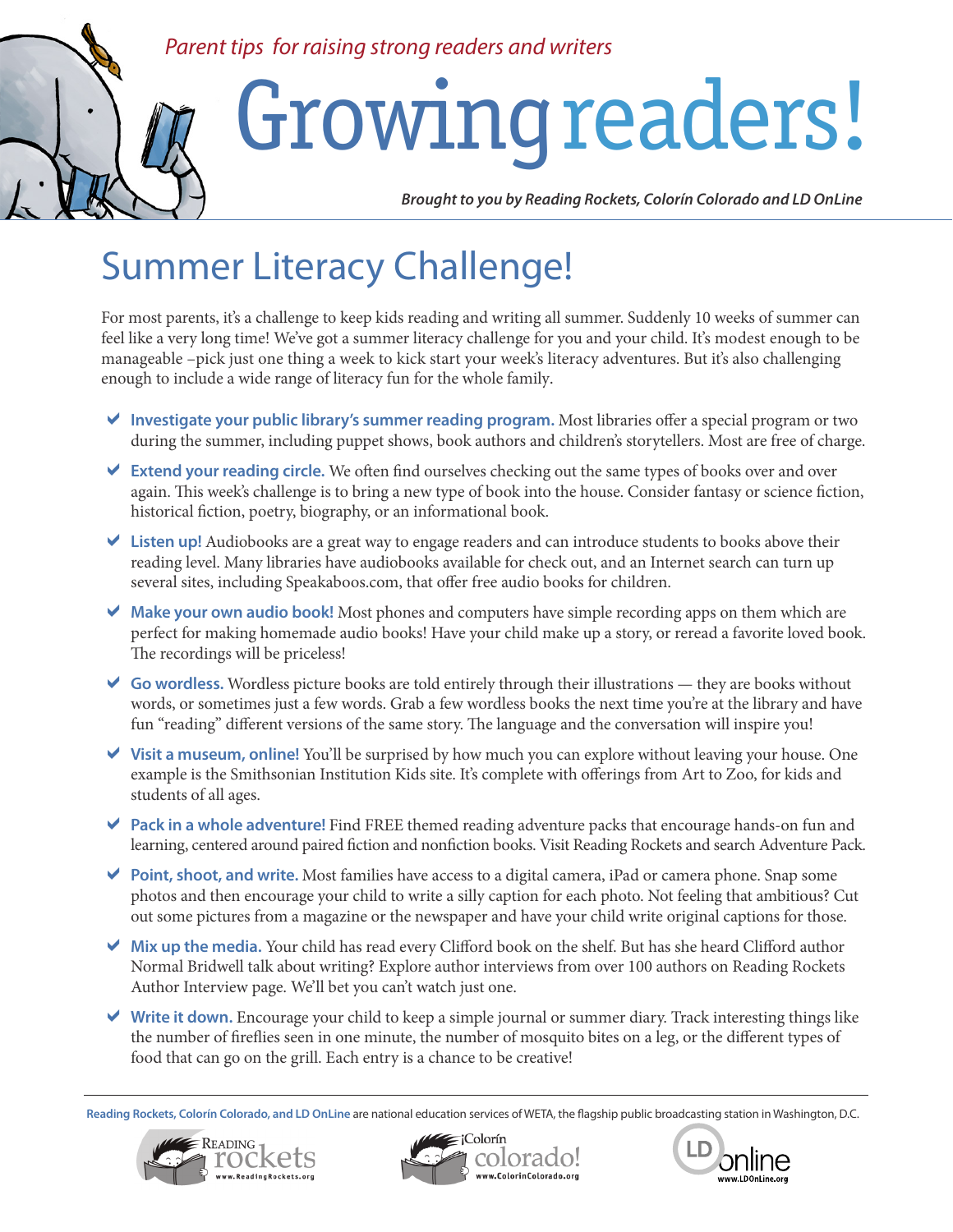*Parent tips for raising strong readers and writers*

# Growing readers!

***Brought to you by Reading Rockets, Colorín Colorado and LD OnLine***

## Summer Literacy Challenge!

For most parents, it's a challenge to keep kids reading and writing all summer. Suddenly 10 weeks of summer can feel like a very long time! We've got a summer literacy challenge for you and your child. It's modest enough to be manageable –pick just one thing a week to kick start your week's literacy adventures. But it's also challenging enough to include a wide range of literacy fun for the whole family.

- **Investigate your public library's summer reading program.** Most libraries offer a special program or two during the summer, including puppet shows, book authors and children's storytellers. Most are free of charge.
- **Extend your reading circle.** We often find ourselves checking out the same types of books over and over again. This week's challenge is to bring a new type of book into the house. Consider fantasy or science fiction, historical fiction, poetry, biography, or an informational book.
- **Listen up!** Audiobooks are a great way to engage readers and can introduce students to books above their reading level. Many libraries have audiobooks available for check out, and an Internet search can turn up several sites, including Speakaboos.com, that offer free audio books for children.
- **Make your own audio book!** Most phones and computers have simple recording apps on them which are perfect for making homemade audio books! Have your child make up a story, or reread a favorite loved book. The recordings will be priceless!
- **Go wordless.** Wordless picture books are told entirely through their illustrations — they are books without words, or sometimes just a few words. Grab a few wordless books the next time you're at the library and have fun "reading" different versions of the same story. The language and the conversation will inspire you!
- **Visit a museum, online!** You'll be surprised by how much you can explore without leaving your house. One example is the Smithsonian Institution Kids site. It's complete with offerings from Art to Zoo, for kids and students of all ages.
- **Pack in a whole adventure!** Find FREE themed reading adventure packs that encourage hands-on fun and learning, centered around paired fiction and nonfiction books. Visit Reading Rockets and search Adventure Pack.
- **Point, shoot, and write.** Most families have access to a digital camera, iPad or camera phone. Snap some photos and then encourage your child to write a silly caption for each photo. Not feeling that ambitious? Cut out some pictures from a magazine or the newspaper and have your child write original captions for those.
- **Mix up the media.** Your child has read every Clifford book on the shelf. But has she heard Clifford author Normal Bridwell talk about writing? Explore author interviews from over 100 authors on Reading Rockets Author Interview page. We'll bet you can't watch just one.
- **Write it down.** Encourage your child to keep a simple journal or summer diary. Track interesting things like the number of fireflies seen in one minute, the number of mosquito bites on a leg, or the different types of food that can go on the grill. Each entry is a chance to be creative!

**Reading Rockets, Colorín Colorado, and LD OnLine** are national education services of WETA, the flagship public broadcasting station in Washington, D.C.

Reading rockets www.ReadingRockets.org ¡Colorín colorado! www.ColorinColorado.org LD online www.LDOnLine.org